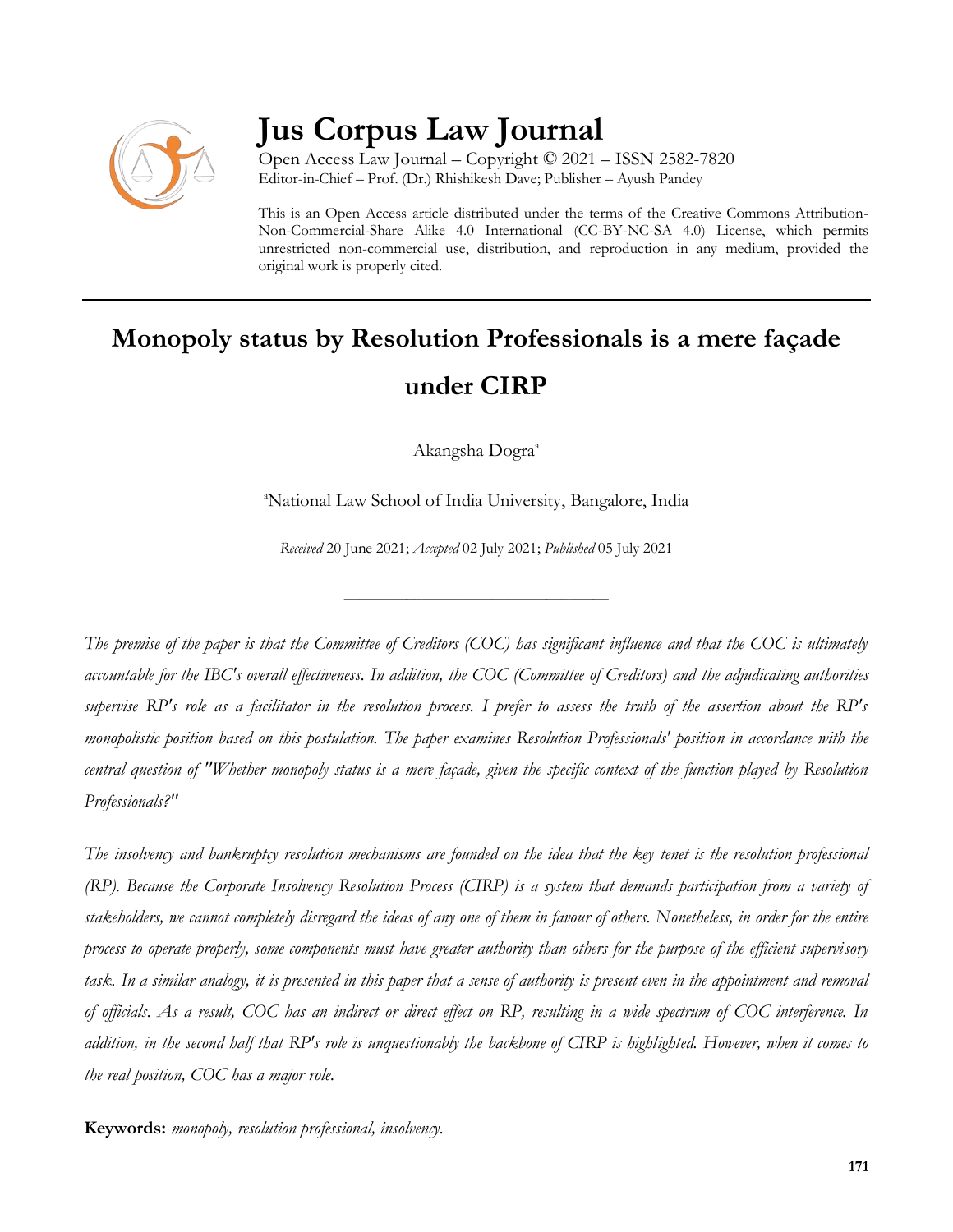# Jus Corpus Law Journal

Open Access Law Journal – Copyright © 2021 – ISSN 2582-7820
Editor-in-Chief – Prof. (Dr.) Rhishikesh Dave; Publisher – Ayush Pandey

This is an Open Access article distributed under the terms of the Creative Commons Attribution-Non-Commercial-Share Alike 4.0 International (CC-BY-NC-SA 4.0) License, which permits unrestricted non-commercial use, distribution, and reproduction in any medium, provided the original work is properly cited.

## Monopoly status by Resolution Professionals is a mere façade under CIRP

Akangsha Dogra[a]

[a]National Law School of India University, Bangalore, India

*Received* 20 June 2021; *Accepted* 02 July 2021; *Published* 05 July 2021

---

*The premise of the paper is that the Committee of Creditors (COC) has significant influence and that the COC is ultimately accountable for the IBC's overall effectiveness. In addition, the COC (Committee of Creditors) and the adjudicating authorities supervise RP's role as a facilitator in the resolution process. I prefer to assess the truth of the assertion about the RP's monopolistic position based on this postulation. The paper examines Resolution Professionals' position in accordance with the central question of "Whether monopoly status is a mere façade, given the specific context of the function played by Resolution Professionals?"*

*The insolvency and bankruptcy resolution mechanisms are founded on the idea that the key tenet is the resolution professional (RP). Because the Corporate Insolvency Resolution Process (CIRP) is a system that demands participation from a variety of stakeholders, we cannot completely disregard the ideas of any one of them in favour of others. Nonetheless, in order for the entire process to operate properly, some components must have greater authority than others for the purpose of the efficient supervisory task. In a similar analogy, it is presented in this paper that a sense of authority is present even in the appointment and removal of officials. As a result, COC has an indirect or direct effect on RP, resulting in a wide spectrum of COC interference. In addition, in the second half that RP's role is unquestionably the backbone of CIRP is highlighted. However, when it comes to the real position, COC has a major role.*

**Keywords:** *monopoly, resolution professional, insolvency.*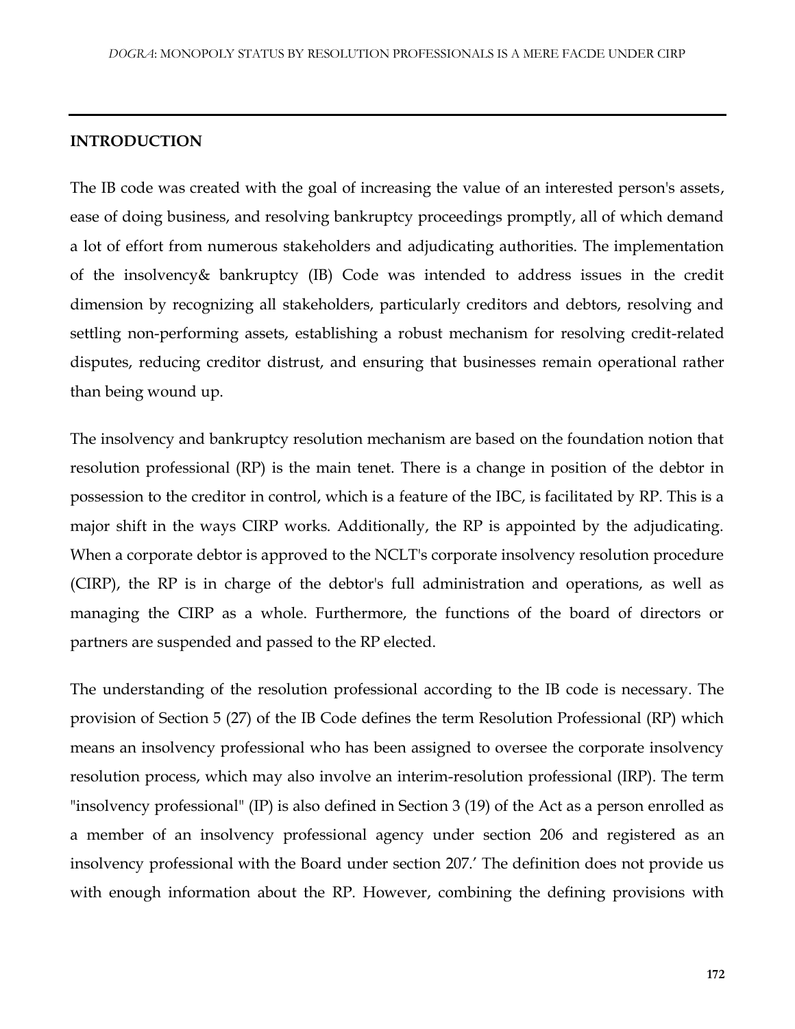## INTRODUCTION

The IB code was created with the goal of increasing the value of an interested person's assets, ease of doing business, and resolving bankruptcy proceedings promptly, all of which demand a lot of effort from numerous stakeholders and adjudicating authorities. The implementation of the insolvency& bankruptcy (IB) Code was intended to address issues in the credit dimension by recognizing all stakeholders, particularly creditors and debtors, resolving and settling non-performing assets, establishing a robust mechanism for resolving credit-related disputes, reducing creditor distrust, and ensuring that businesses remain operational rather than being wound up.

The insolvency and bankruptcy resolution mechanism are based on the foundation notion that resolution professional (RP) is the main tenet. There is a change in position of the debtor in possession to the creditor in control, which is a feature of the IBC, is facilitated by RP. This is a major shift in the ways CIRP works. Additionally, the RP is appointed by the adjudicating. When a corporate debtor is approved to the NCLT's corporate insolvency resolution procedure (CIRP), the RP is in charge of the debtor's full administration and operations, as well as managing the CIRP as a whole. Furthermore, the functions of the board of directors or partners are suspended and passed to the RP elected.

The understanding of the resolution professional according to the IB code is necessary. The provision of Section 5 (27) of the IB Code defines the term Resolution Professional (RP) which means an insolvency professional who has been assigned to oversee the corporate insolvency resolution process, which may also involve an interim-resolution professional (IRP). The term "insolvency professional" (IP) is also defined in Section 3 (19) of the Act as a person enrolled as a member of an insolvency professional agency under section 206 and registered as an insolvency professional with the Board under section 207.' The definition does not provide us with enough information about the RP. However, combining the defining provisions with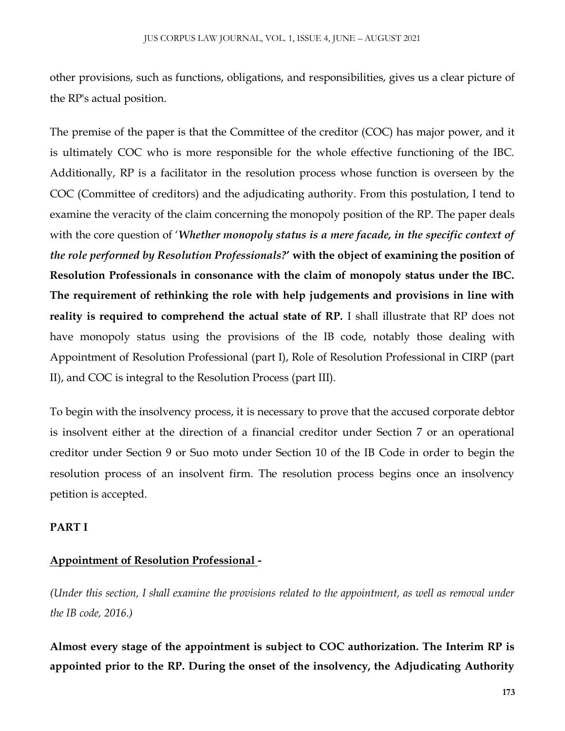other provisions, such as functions, obligations, and responsibilities, gives us a clear picture of the RP's actual position.

The premise of the paper is that the Committee of the creditor (COC) has major power, and it is ultimately COC who is more responsible for the whole effective functioning of the IBC. Additionally, RP is a facilitator in the resolution process whose function is overseen by the COC (Committee of creditors) and the adjudicating authority. From this postulation, I tend to examine the veracity of the claim concerning the monopoly position of the RP. The paper deals with the core question of '***Whether monopoly status is a mere facade, in the specific context of the role performed by Resolution Professionals?*' with the object of examining the position of Resolution Professionals in consonance with the claim of monopoly status under the IBC. The requirement of rethinking the role with help judgements and provisions in line with reality is required to comprehend the actual state of RP.** I shall illustrate that RP does not have monopoly status using the provisions of the IB code, notably those dealing with Appointment of Resolution Professional (part I), Role of Resolution Professional in CIRP (part II), and COC is integral to the Resolution Process (part III).

To begin with the insolvency process, it is necessary to prove that the accused corporate debtor is insolvent either at the direction of a financial creditor under Section 7 or an operational creditor under Section 9 or Suo moto under Section 10 of the IB Code in order to begin the resolution process of an insolvent firm. The resolution process begins once an insolvency petition is accepted.

## PART I

### Appointment of Resolution Professional -

*(Under this section, I shall examine the provisions related to the appointment, as well as removal under the IB code, 2016.)*

**Almost every stage of the appointment is subject to COC authorization. The Interim RP is appointed prior to the RP. During the onset of the insolvency, the Adjudicating Authority**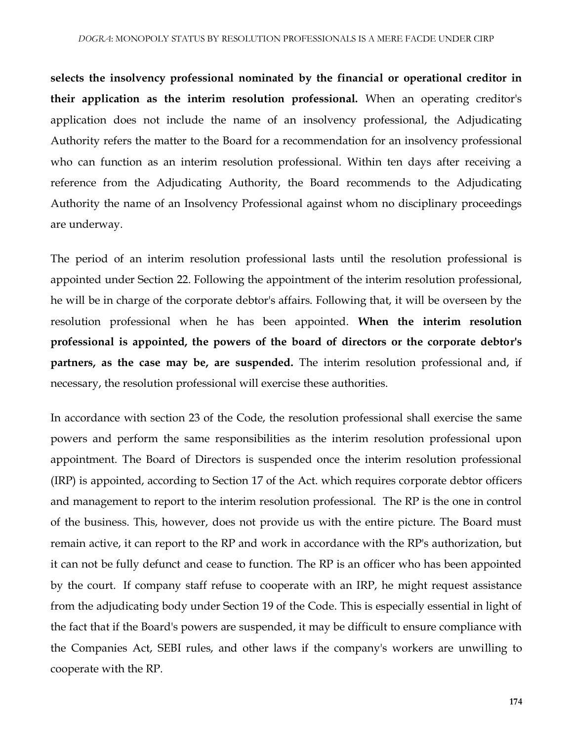**selects the insolvency professional nominated by the financial or operational creditor in their application as the interim resolution professional.** When an operating creditor's application does not include the name of an insolvency professional, the Adjudicating Authority refers the matter to the Board for a recommendation for an insolvency professional who can function as an interim resolution professional. Within ten days after receiving a reference from the Adjudicating Authority, the Board recommends to the Adjudicating Authority the name of an Insolvency Professional against whom no disciplinary proceedings are underway.

The period of an interim resolution professional lasts until the resolution professional is appointed under Section 22. Following the appointment of the interim resolution professional, he will be in charge of the corporate debtor's affairs. Following that, it will be overseen by the resolution professional when he has been appointed. **When the interim resolution professional is appointed, the powers of the board of directors or the corporate debtor's partners, as the case may be, are suspended.** The interim resolution professional and, if necessary, the resolution professional will exercise these authorities.

In accordance with section 23 of the Code, the resolution professional shall exercise the same powers and perform the same responsibilities as the interim resolution professional upon appointment. The Board of Directors is suspended once the interim resolution professional (IRP) is appointed, according to Section 17 of the Act. which requires corporate debtor officers and management to report to the interim resolution professional. The RP is the one in control of the business. This, however, does not provide us with the entire picture. The Board must remain active, it can report to the RP and work in accordance with the RP's authorization, but it can not be fully defunct and cease to function. The RP is an officer who has been appointed by the court. If company staff refuse to cooperate with an IRP, he might request assistance from the adjudicating body under Section 19 of the Code. This is especially essential in light of the fact that if the Board's powers are suspended, it may be difficult to ensure compliance with the Companies Act, SEBI rules, and other laws if the company's workers are unwilling to cooperate with the RP.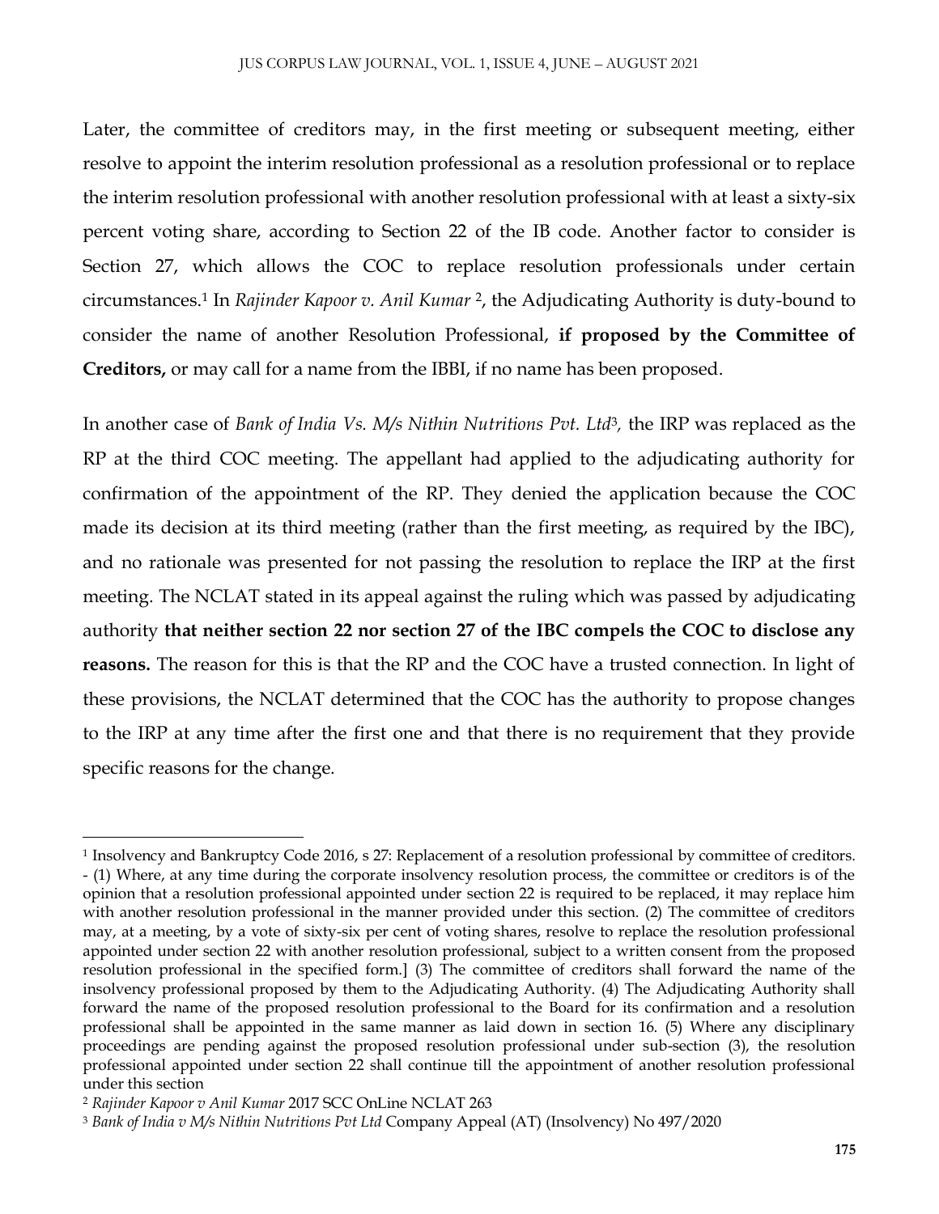Later, the committee of creditors may, in the first meeting or subsequent meeting, either resolve to appoint the interim resolution professional as a resolution professional or to replace the interim resolution professional with another resolution professional with at least a sixty-six percent voting share, according to Section 22 of the IB code. Another factor to consider is Section 27, which allows the COC to replace resolution professionals under certain circumstances.[1] In *Rajinder Kapoor v. Anil Kumar* [2], the Adjudicating Authority is duty-bound to consider the name of another Resolution Professional, **if proposed by the Committee of Creditors,** or may call for a name from the IBBI, if no name has been proposed.

In another case of *Bank of India Vs. M/s Nithin Nutritions Pvt. Ltd*[3], the IRP was replaced as the RP at the third COC meeting. The appellant had applied to the adjudicating authority for confirmation of the appointment of the RP. They denied the application because the COC made its decision at its third meeting (rather than the first meeting, as required by the IBC), and no rationale was presented for not passing the resolution to replace the IRP at the first meeting. The NCLAT stated in its appeal against the ruling which was passed by adjudicating authority **that neither section 22 nor section 27 of the IBC compels the COC to disclose any reasons.** The reason for this is that the RP and the COC have a trusted connection. In light of these provisions, the NCLAT determined that the COC has the authority to propose changes to the IRP at any time after the first one and that there is no requirement that they provide specific reasons for the change.

---

[1] Insolvency and Bankruptcy Code 2016, s 27: Replacement of a resolution professional by committee of creditors. - (1) Where, at any time during the corporate insolvency resolution process, the committee or creditors is of the opinion that a resolution professional appointed under section 22 is required to be replaced, it may replace him with another resolution professional in the manner provided under this section. (2) The committee of creditors may, at a meeting, by a vote of sixty-six per cent of voting shares, resolve to replace the resolution professional appointed under section 22 with another resolution professional, subject to a written consent from the proposed resolution professional in the specified form.] (3) The committee of creditors shall forward the name of the insolvency professional proposed by them to the Adjudicating Authority. (4) The Adjudicating Authority shall forward the name of the proposed resolution professional to the Board for its confirmation and a resolution professional shall be appointed in the same manner as laid down in section 16. (5) Where any disciplinary proceedings are pending against the proposed resolution professional under sub-section (3), the resolution professional appointed under section 22 shall continue till the appointment of another resolution professional under this section

[2] *Rajinder Kapoor v Anil Kumar* 2017 SCC OnLine NCLAT 263

[3] *Bank of India v M/s Nithin Nutritions Pvt Ltd* Company Appeal (AT) (Insolvency) No 497/2020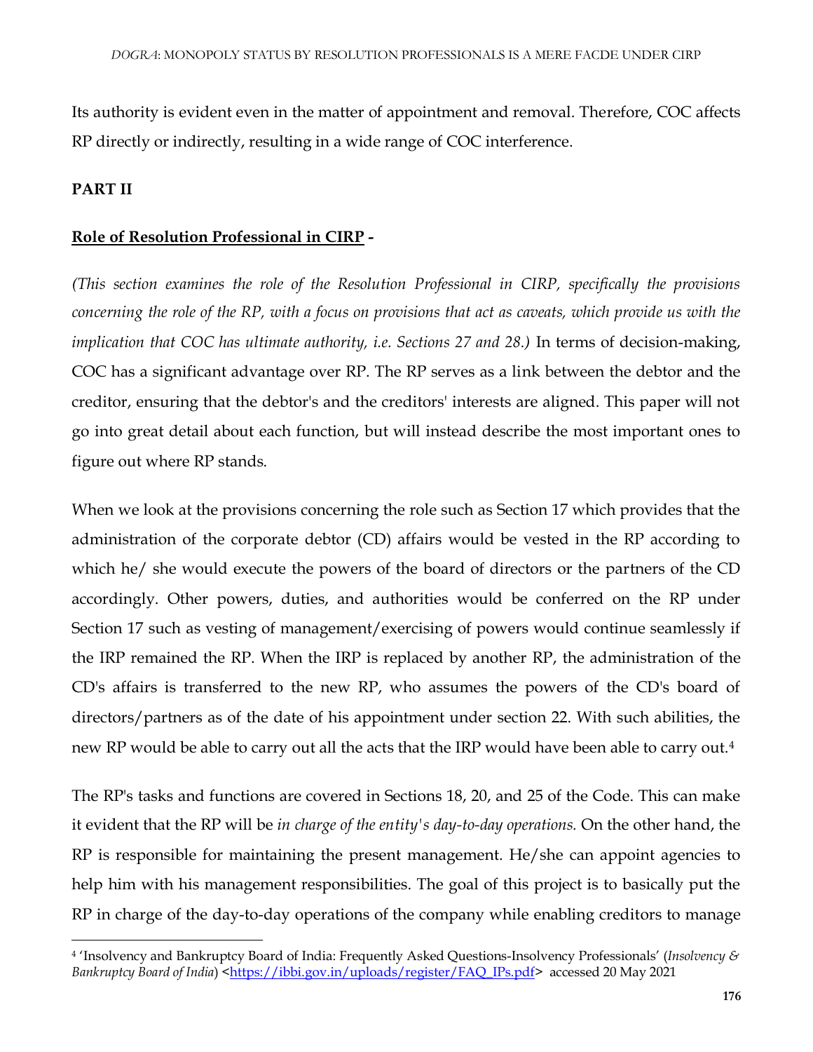Its authority is evident even in the matter of appointment and removal. Therefore, COC affects RP directly or indirectly, resulting in a wide range of COC interference.

**PART II**

**Role of Resolution Professional in CIRP -**

*(This section examines the role of the Resolution Professional in CIRP, specifically the provisions concerning the role of the RP, with a focus on provisions that act as caveats, which provide us with the implication that COC has ultimate authority, i.e. Sections 27 and 28.)* In terms of decision-making, COC has a significant advantage over RP. The RP serves as a link between the debtor and the creditor, ensuring that the debtor's and the creditors' interests are aligned. This paper will not go into great detail about each function, but will instead describe the most important ones to figure out where RP stands.

When we look at the provisions concerning the role such as Section 17 which provides that the administration of the corporate debtor (CD) affairs would be vested in the RP according to which he/ she would execute the powers of the board of directors or the partners of the CD accordingly. Other powers, duties, and authorities would be conferred on the RP under Section 17 such as vesting of management/exercising of powers would continue seamlessly if the IRP remained the RP. When the IRP is replaced by another RP, the administration of the CD's affairs is transferred to the new RP, who assumes the powers of the CD's board of directors/partners as of the date of his appointment under section 22. With such abilities, the new RP would be able to carry out all the acts that the IRP would have been able to carry out.[4]

The RP's tasks and functions are covered in Sections 18, 20, and 25 of the Code. This can make it evident that the RP will be *in charge of the entity's day-to-day operations.* On the other hand, the RP is responsible for maintaining the present management. He/she can appoint agencies to help him with his management responsibilities. The goal of this project is to basically put the RP in charge of the day-to-day operations of the company while enabling creditors to manage

---

[4] 'Insolvency and Bankruptcy Board of India: Frequently Asked Questions-Insolvency Professionals' (*Insolvency & Bankruptcy Board of India*) <https://ibbi.gov.in/uploads/register/FAQ_IPs.pdf> accessed 20 May 2021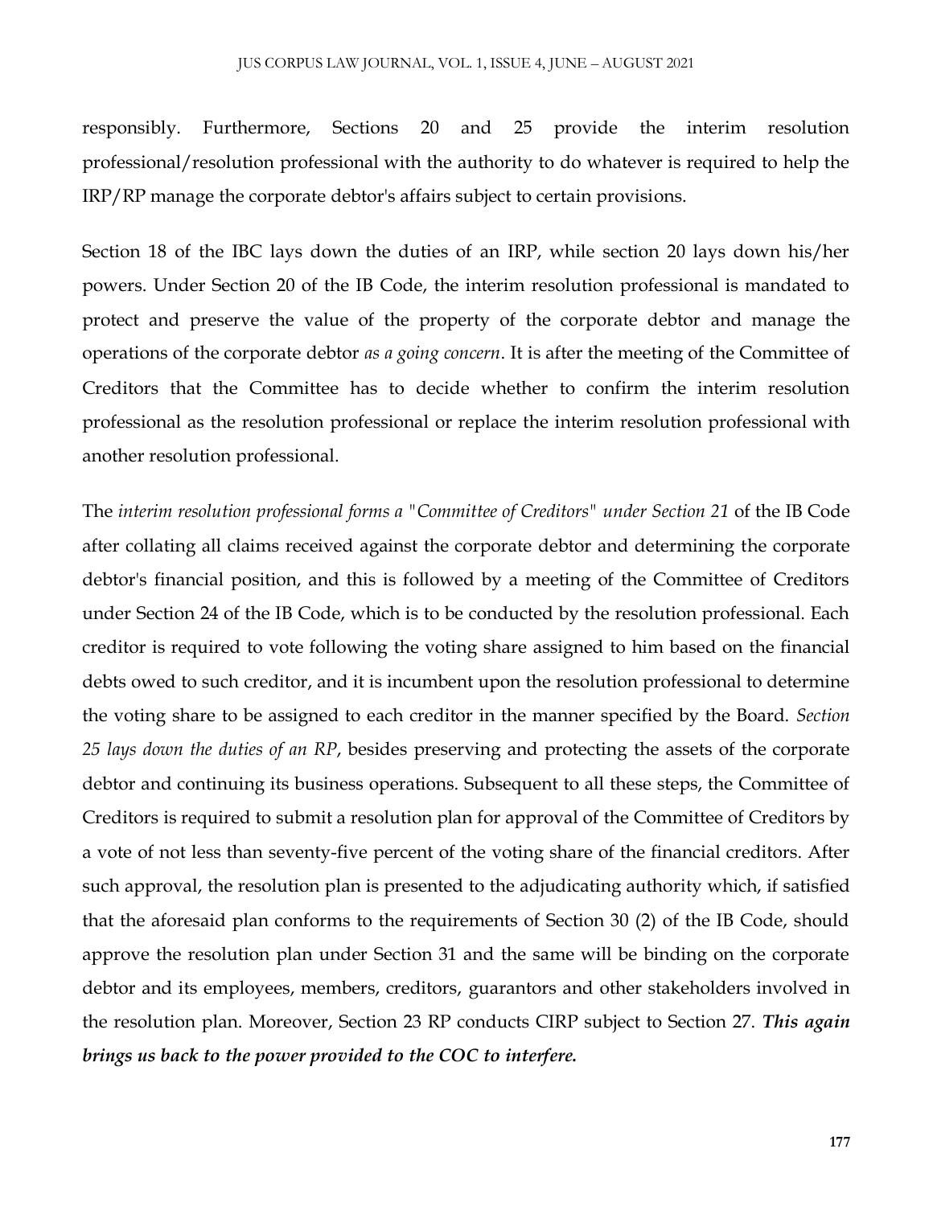responsibly. Furthermore, Sections 20 and 25 provide the interim resolution professional/resolution professional with the authority to do whatever is required to help the IRP/RP manage the corporate debtor's affairs subject to certain provisions.

Section 18 of the IBC lays down the duties of an IRP, while section 20 lays down his/her powers. Under Section 20 of the IB Code, the interim resolution professional is mandated to protect and preserve the value of the property of the corporate debtor and manage the operations of the corporate debtor *as a going concern*. It is after the meeting of the Committee of Creditors that the Committee has to decide whether to confirm the interim resolution professional as the resolution professional or replace the interim resolution professional with another resolution professional.

The *interim resolution professional forms a "Committee of Creditors" under Section 21* of the IB Code after collating all claims received against the corporate debtor and determining the corporate debtor's financial position, and this is followed by a meeting of the Committee of Creditors under Section 24 of the IB Code, which is to be conducted by the resolution professional. Each creditor is required to vote following the voting share assigned to him based on the financial debts owed to such creditor, and it is incumbent upon the resolution professional to determine the voting share to be assigned to each creditor in the manner specified by the Board. *Section 25 lays down the duties of an RP*, besides preserving and protecting the assets of the corporate debtor and continuing its business operations. Subsequent to all these steps, the Committee of Creditors is required to submit a resolution plan for approval of the Committee of Creditors by a vote of not less than seventy-five percent of the voting share of the financial creditors. After such approval, the resolution plan is presented to the adjudicating authority which, if satisfied that the aforesaid plan conforms to the requirements of Section 30 (2) of the IB Code, should approve the resolution plan under Section 31 and the same will be binding on the corporate debtor and its employees, members, creditors, guarantors and other stakeholders involved in the resolution plan. Moreover, Section 23 RP conducts CIRP subject to Section 27. ***This again brings us back to the power provided to the COC to interfere.***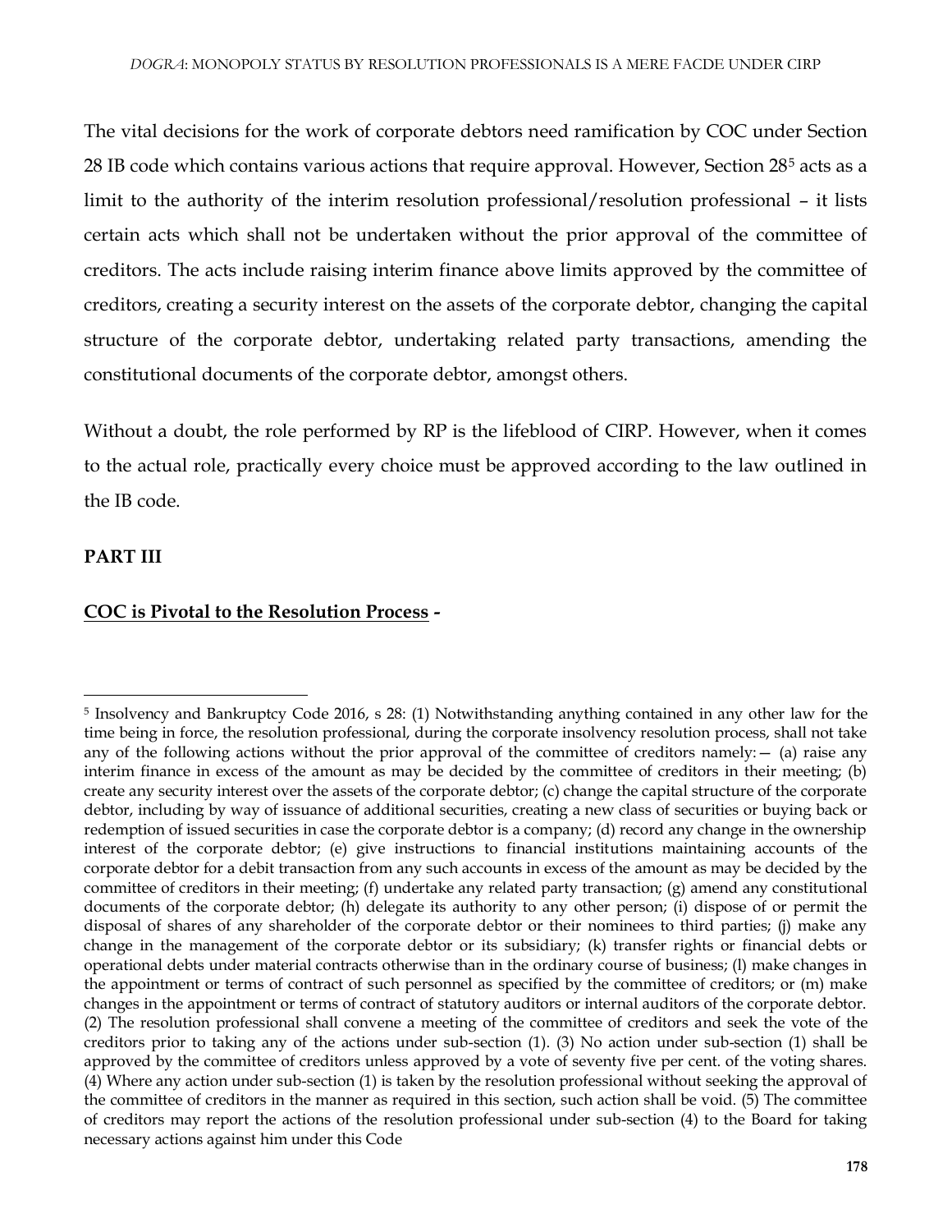The vital decisions for the work of corporate debtors need ramification by COC under Section 28 IB code which contains various actions that require approval. However, Section 28[5] acts as a limit to the authority of the interim resolution professional/resolution professional – it lists certain acts which shall not be undertaken without the prior approval of the committee of creditors. The acts include raising interim finance above limits approved by the committee of creditors, creating a security interest on the assets of the corporate debtor, changing the capital structure of the corporate debtor, undertaking related party transactions, amending the constitutional documents of the corporate debtor, amongst others.

Without a doubt, the role performed by RP is the lifeblood of CIRP. However, when it comes to the actual role, practically every choice must be approved according to the law outlined in the IB code.

## PART III

### <u>COC is Pivotal to the Resolution Process</u> -

---

[5] Insolvency and Bankruptcy Code 2016, s 28: (1) Notwithstanding anything contained in any other law for the time being in force, the resolution professional, during the corporate insolvency resolution process, shall not take any of the following actions without the prior approval of the committee of creditors namely:— (a) raise any interim finance in excess of the amount as may be decided by the committee of creditors in their meeting; (b) create any security interest over the assets of the corporate debtor; (c) change the capital structure of the corporate debtor, including by way of issuance of additional securities, creating a new class of securities or buying back or redemption of issued securities in case the corporate debtor is a company; (d) record any change in the ownership interest of the corporate debtor; (e) give instructions to financial institutions maintaining accounts of the corporate debtor for a debit transaction from any such accounts in excess of the amount as may be decided by the committee of creditors in their meeting; (f) undertake any related party transaction; (g) amend any constitutional documents of the corporate debtor; (h) delegate its authority to any other person; (i) dispose of or permit the disposal of shares of any shareholder of the corporate debtor or their nominees to third parties; (j) make any change in the management of the corporate debtor or its subsidiary; (k) transfer rights or financial debts or operational debts under material contracts otherwise than in the ordinary course of business; (l) make changes in the appointment or terms of contract of such personnel as specified by the committee of creditors; or (m) make changes in the appointment or terms of contract of statutory auditors or internal auditors of the corporate debtor. (2) The resolution professional shall convene a meeting of the committee of creditors and seek the vote of the creditors prior to taking any of the actions under sub-section (1). (3) No action under sub-section (1) shall be approved by the committee of creditors unless approved by a vote of seventy five per cent. of the voting shares. (4) Where any action under sub-section (1) is taken by the resolution professional without seeking the approval of the committee of creditors in the manner as required in this section, such action shall be void. (5) The committee of creditors may report the actions of the resolution professional under sub-section (4) to the Board for taking necessary actions against him under this Code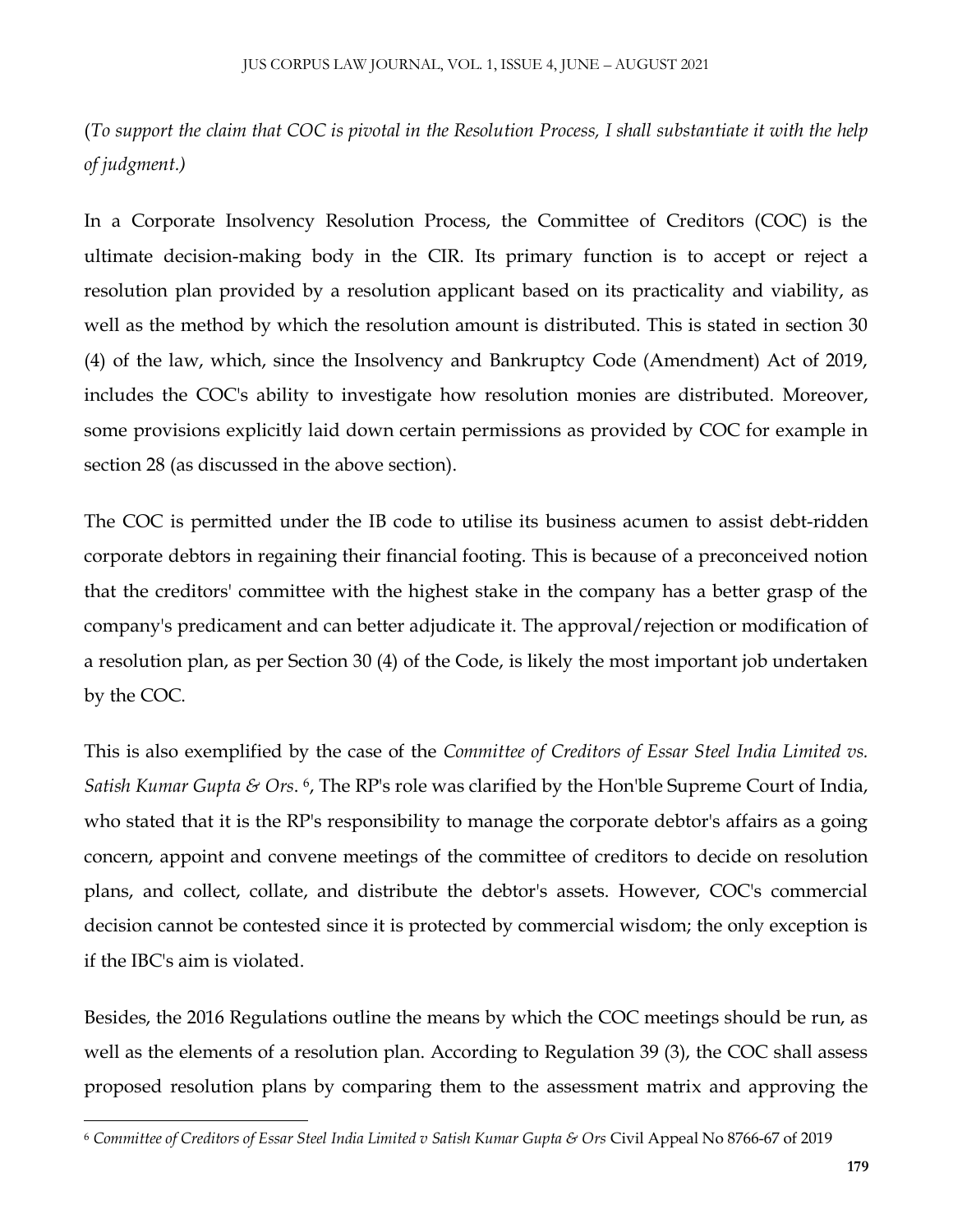(*To support the claim that COC is pivotal in the Resolution Process, I shall substantiate it with the help of judgment.)*

In a Corporate Insolvency Resolution Process, the Committee of Creditors (COC) is the ultimate decision-making body in the CIR. Its primary function is to accept or reject a resolution plan provided by a resolution applicant based on its practicality and viability, as well as the method by which the resolution amount is distributed. This is stated in section 30 (4) of the law, which, since the Insolvency and Bankruptcy Code (Amendment) Act of 2019, includes the COC's ability to investigate how resolution monies are distributed. Moreover, some provisions explicitly laid down certain permissions as provided by COC for example in section 28 (as discussed in the above section).

The COC is permitted under the IB code to utilise its business acumen to assist debt-ridden corporate debtors in regaining their financial footing. This is because of a preconceived notion that the creditors' committee with the highest stake in the company has a better grasp of the company's predicament and can better adjudicate it. The approval/rejection or modification of a resolution plan, as per Section 30 (4) of the Code, is likely the most important job undertaken by the COC.

This is also exemplified by the case of the *Committee of Creditors of Essar Steel India Limited vs. Satish Kumar Gupta & Ors*. [6], The RP's role was clarified by the Hon'ble Supreme Court of India, who stated that it is the RP's responsibility to manage the corporate debtor's affairs as a going concern, appoint and convene meetings of the committee of creditors to decide on resolution plans, and collect, collate, and distribute the debtor's assets. However, COC's commercial decision cannot be contested since it is protected by commercial wisdom; the only exception is if the IBC's aim is violated.

Besides, the 2016 Regulations outline the means by which the COC meetings should be run, as well as the elements of a resolution plan. According to Regulation 39 (3), the COC shall assess proposed resolution plans by comparing them to the assessment matrix and approving the

---

[6] *Committee of Creditors of Essar Steel India Limited v Satish Kumar Gupta & Ors* Civil Appeal No 8766-67 of 2019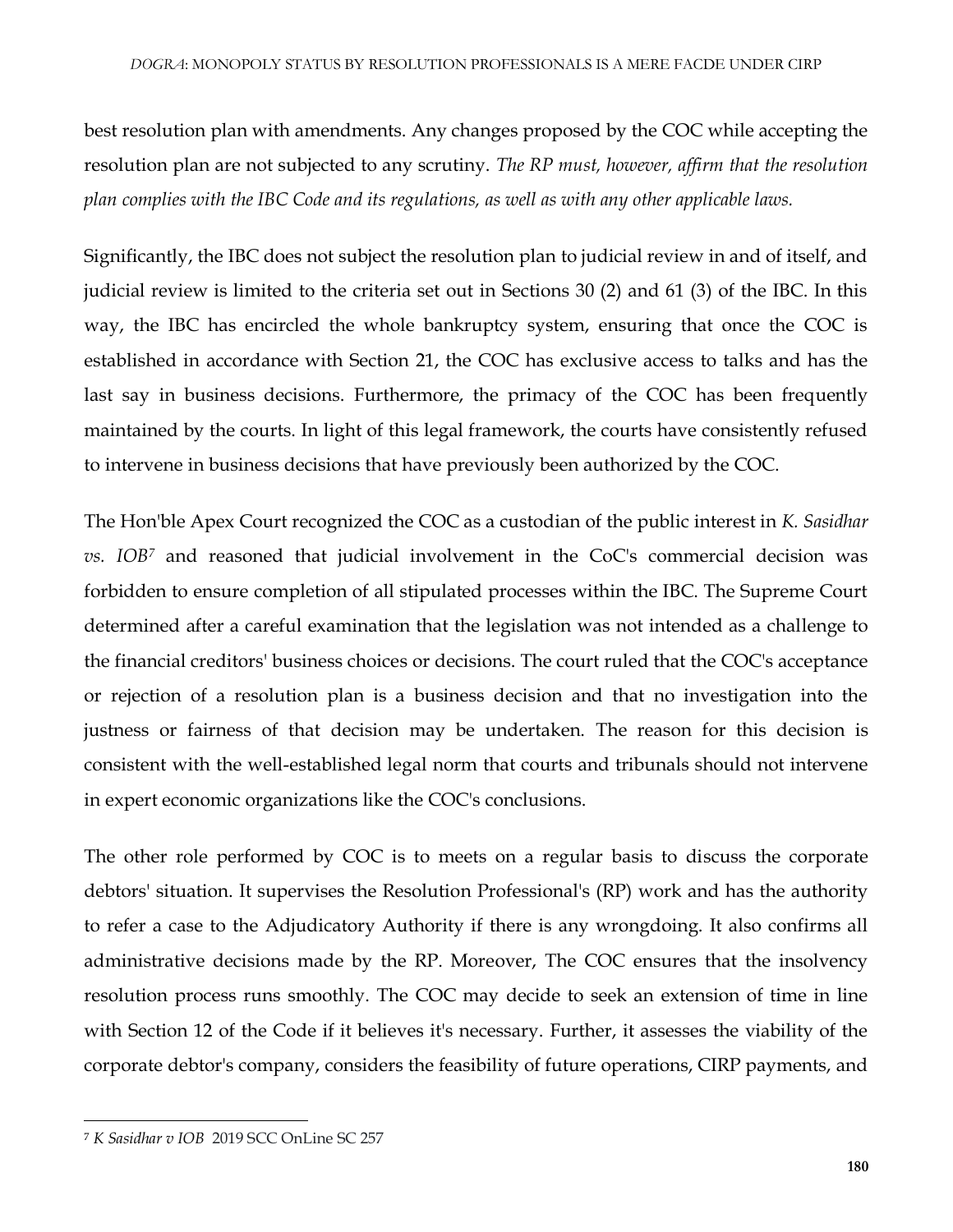best resolution plan with amendments. Any changes proposed by the COC while accepting the resolution plan are not subjected to any scrutiny. *The RP must, however, affirm that the resolution plan complies with the IBC Code and its regulations, as well as with any other applicable laws.*

Significantly, the IBC does not subject the resolution plan to judicial review in and of itself, and judicial review is limited to the criteria set out in Sections 30 (2) and 61 (3) of the IBC. In this way, the IBC has encircled the whole bankruptcy system, ensuring that once the COC is established in accordance with Section 21, the COC has exclusive access to talks and has the last say in business decisions. Furthermore, the primacy of the COC has been frequently maintained by the courts. In light of this legal framework, the courts have consistently refused to intervene in business decisions that have previously been authorized by the COC.

The Hon'ble Apex Court recognized the COC as a custodian of the public interest in *K. Sasidhar vs. IOB*[7] and reasoned that judicial involvement in the CoC's commercial decision was forbidden to ensure completion of all stipulated processes within the IBC. The Supreme Court determined after a careful examination that the legislation was not intended as a challenge to the financial creditors' business choices or decisions. The court ruled that the COC's acceptance or rejection of a resolution plan is a business decision and that no investigation into the justness or fairness of that decision may be undertaken. The reason for this decision is consistent with the well-established legal norm that courts and tribunals should not intervene in expert economic organizations like the COC's conclusions.

The other role performed by COC is to meets on a regular basis to discuss the corporate debtors' situation. It supervises the Resolution Professional's (RP) work and has the authority to refer a case to the Adjudicatory Authority if there is any wrongdoing. It also confirms all administrative decisions made by the RP. Moreover, The COC ensures that the insolvency resolution process runs smoothly. The COC may decide to seek an extension of time in line with Section 12 of the Code if it believes it's necessary. Further, it assesses the viability of the corporate debtor's company, considers the feasibility of future operations, CIRP payments, and

---

[7] *K Sasidhar v IOB* 2019 SCC OnLine SC 257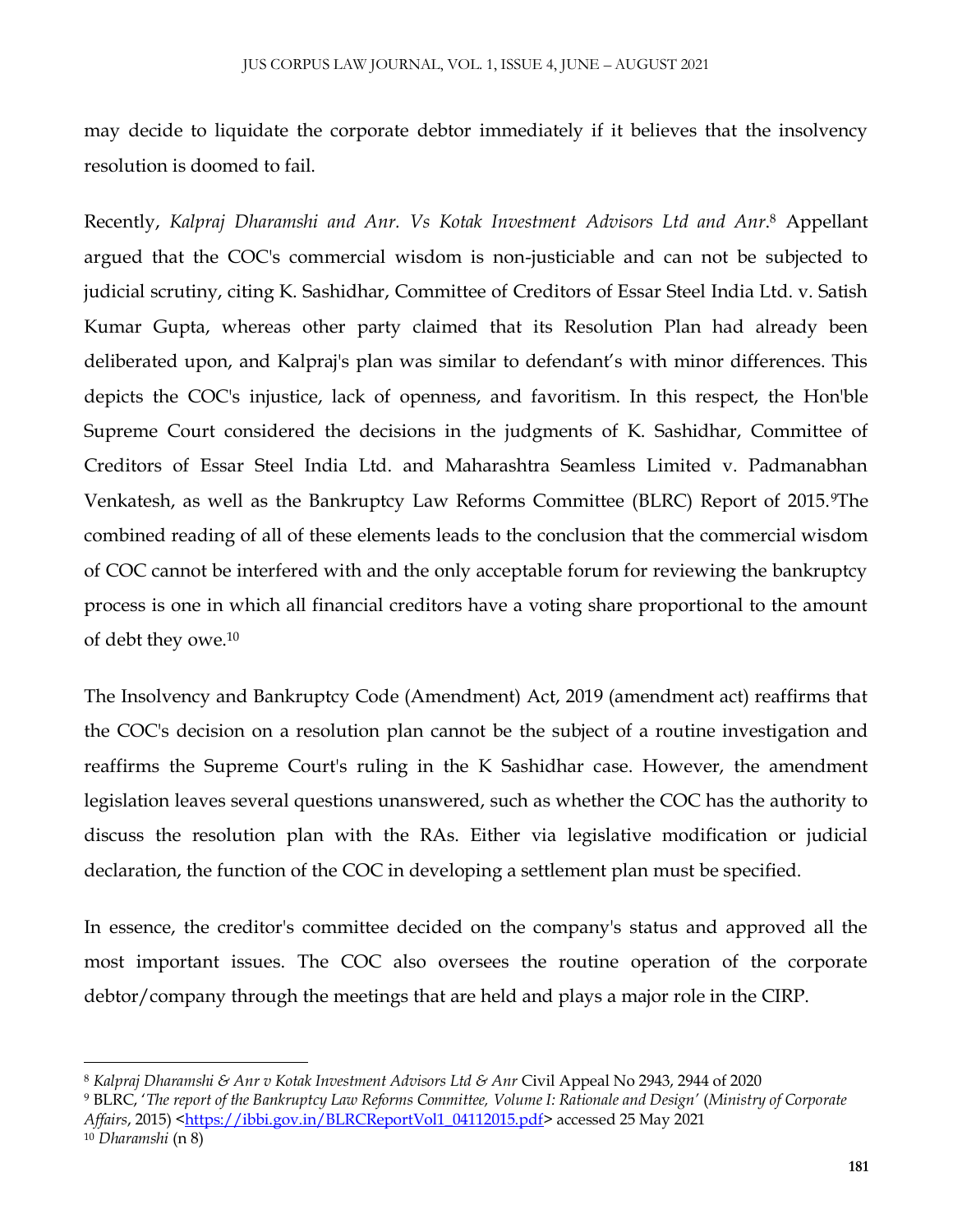may decide to liquidate the corporate debtor immediately if it believes that the insolvency resolution is doomed to fail.

Recently, *Kalpraj Dharamshi and Anr. Vs Kotak Investment Advisors Ltd and Anr*.[8] Appellant argued that the COC's commercial wisdom is non-justiciable and can not be subjected to judicial scrutiny, citing K. Sashidhar, Committee of Creditors of Essar Steel India Ltd. v. Satish Kumar Gupta, whereas other party claimed that its Resolution Plan had already been deliberated upon, and Kalpraj's plan was similar to defendant's with minor differences. This depicts the COC's injustice, lack of openness, and favoritism. In this respect, the Hon'ble Supreme Court considered the decisions in the judgments of K. Sashidhar, Committee of Creditors of Essar Steel India Ltd. and Maharashtra Seamless Limited v. Padmanabhan Venkatesh, as well as the Bankruptcy Law Reforms Committee (BLRC) Report of 2015.[9]The combined reading of all of these elements leads to the conclusion that the commercial wisdom of COC cannot be interfered with and the only acceptable forum for reviewing the bankruptcy process is one in which all financial creditors have a voting share proportional to the amount of debt they owe.[10]

The Insolvency and Bankruptcy Code (Amendment) Act, 2019 (amendment act) reaffirms that the COC's decision on a resolution plan cannot be the subject of a routine investigation and reaffirms the Supreme Court's ruling in the K Sashidhar case. However, the amendment legislation leaves several questions unanswered, such as whether the COC has the authority to discuss the resolution plan with the RAs. Either via legislative modification or judicial declaration, the function of the COC in developing a settlement plan must be specified.

In essence, the creditor's committee decided on the company's status and approved all the most important issues. The COC also oversees the routine operation of the corporate debtor/company through the meetings that are held and plays a major role in the CIRP.

---

[8] *Kalpraj Dharamshi & Anr v Kotak Investment Advisors Ltd & Anr* Civil Appeal No 2943, 2944 of 2020

[9] BLRC, '*The report of the Bankruptcy Law Reforms Committee, Volume I: Rationale and Design*' (*Ministry of Corporate Affairs*, 2015) <https://ibbi.gov.in/BLRCReportVol1_04112015.pdf> accessed 25 May 2021

[10] *Dharamshi* (n 8)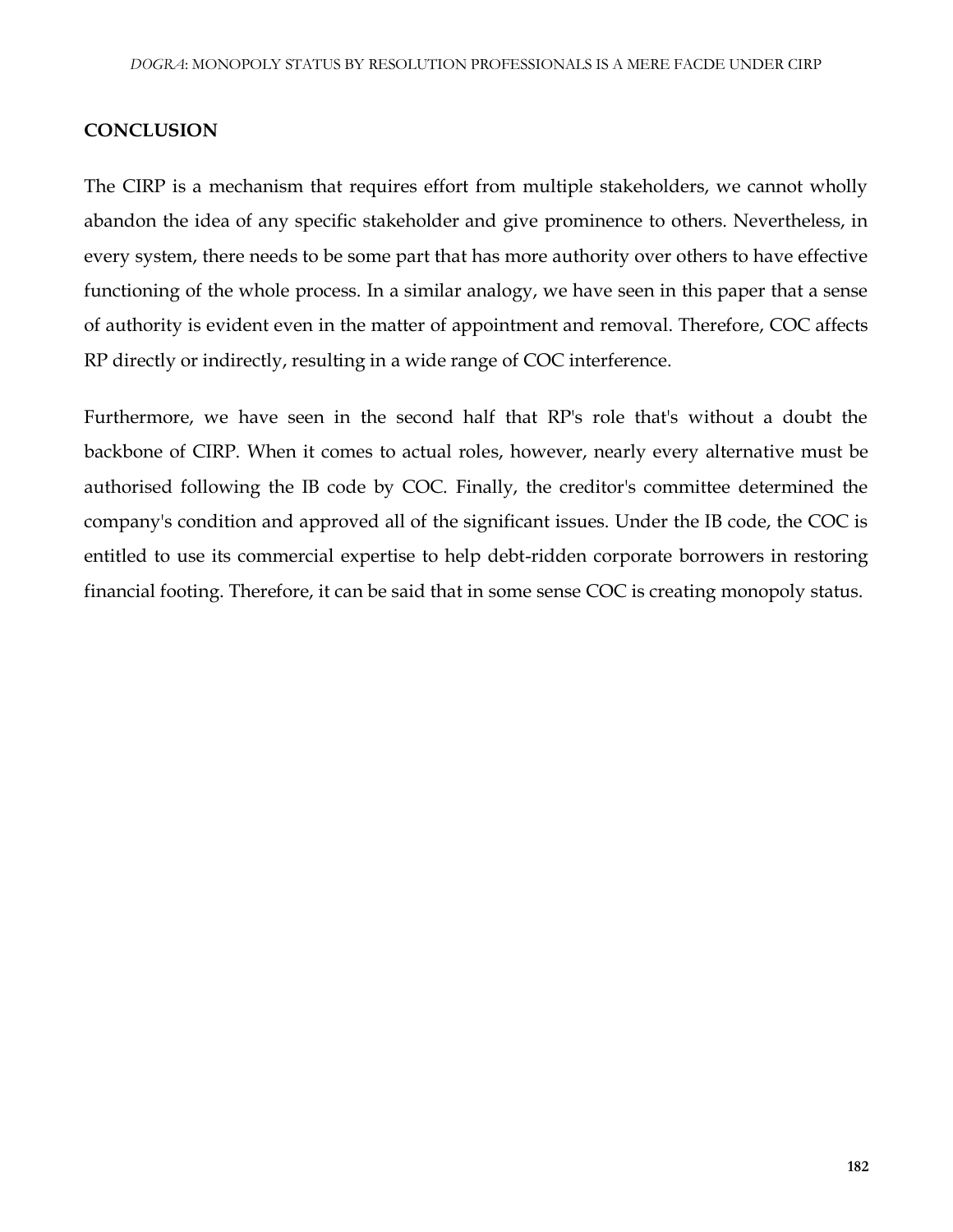## CONCLUSION

The CIRP is a mechanism that requires effort from multiple stakeholders, we cannot wholly abandon the idea of any specific stakeholder and give prominence to others. Nevertheless, in every system, there needs to be some part that has more authority over others to have effective functioning of the whole process. In a similar analogy, we have seen in this paper that a sense of authority is evident even in the matter of appointment and removal. Therefore, COC affects RP directly or indirectly, resulting in a wide range of COC interference.

Furthermore, we have seen in the second half that RP's role that's without a doubt the backbone of CIRP. When it comes to actual roles, however, nearly every alternative must be authorised following the IB code by COC. Finally, the creditor's committee determined the company's condition and approved all of the significant issues. Under the IB code, the COC is entitled to use its commercial expertise to help debt-ridden corporate borrowers in restoring financial footing. Therefore, it can be said that in some sense COC is creating monopoly status.